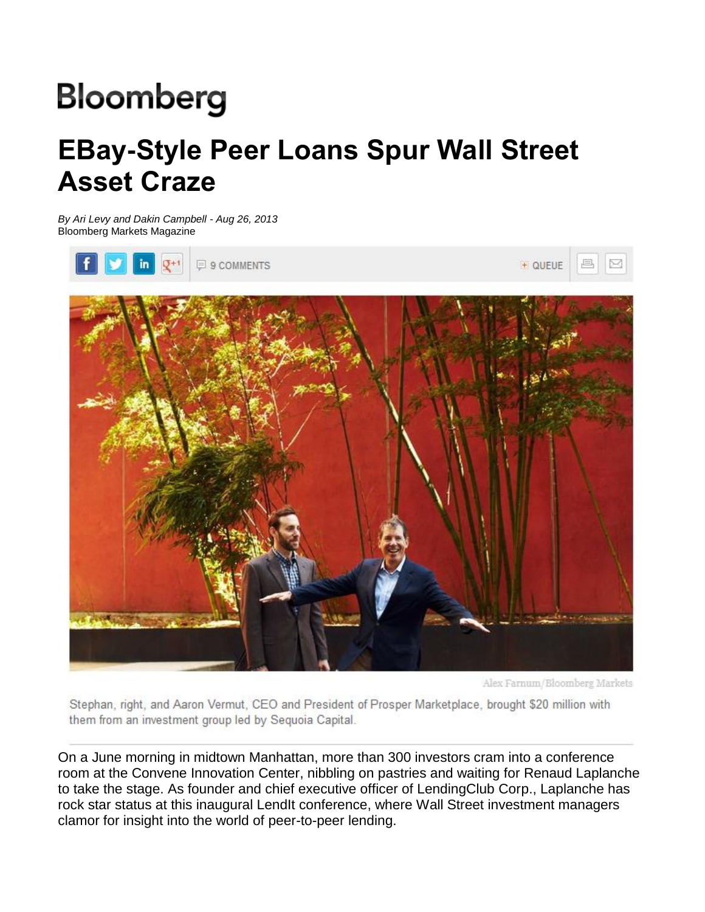# Bloomberg

# EBay-Style Peer Loans Spur Wall Street Asset Craze

*By Ari Levy and Dakin Campbell - Aug 26, 2013*
Bloomberg Markets Magazine

Alex Farnum/Bloomberg Markets

Stephan, right, and Aaron Vermut, CEO and President of Prosper Marketplace, brought $20 million with them from an investment group led by Sequoia Capital.

On a June morning in midtown Manhattan, more than 300 investors cram into a conference room at the Convene Innovation Center, nibbling on pastries and waiting for Renaud Laplanche to take the stage. As founder and chief executive officer of LendingClub Corp., Laplanche has rock star status at this inaugural LendIt conference, where Wall Street investment managers clamor for insight into the world of peer-to-peer lending.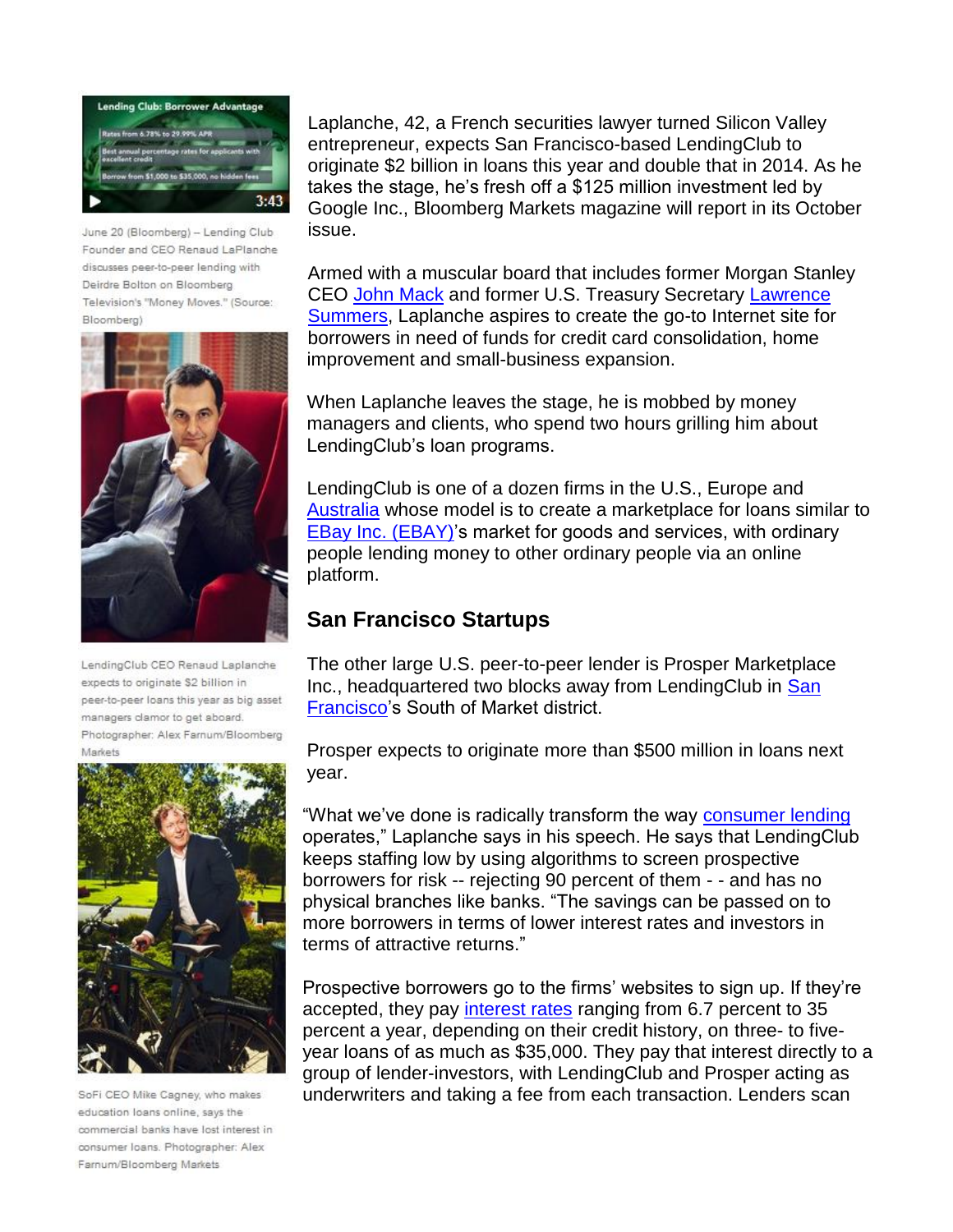June 20 (Bloomberg) -- Lending Club Founder and CEO Renaud LaPlanche discusses peer-to-peer lending with Deirdre Bolton on Bloomberg Television's "Money Moves." (Source: Bloomberg)

LendingClub CEO Renaud Laplanche expects to originate $2 billion in peer-to-peer loans this year as big asset managers clamor to get aboard. Photographer: Alex Farnum/Bloomberg Markets

SoFi CEO Mike Cagney, who makes education loans online, says the commercial banks have lost interest in consumer loans. Photographer: Alex Farnum/Bloomberg Markets

Laplanche, 42, a French securities lawyer turned Silicon Valley entrepreneur, expects San Francisco-based LendingClub to originate $2 billion in loans this year and double that in 2014. As he takes the stage, he's fresh off a $125 million investment led by Google Inc., Bloomberg Markets magazine will report in its October issue.

Armed with a muscular board that includes former Morgan Stanley CEO John Mack and former U.S. Treasury Secretary Lawrence Summers, Laplanche aspires to create the go-to Internet site for borrowers in need of funds for credit card consolidation, home improvement and small-business expansion.

When Laplanche leaves the stage, he is mobbed by money managers and clients, who spend two hours grilling him about LendingClub's loan programs.

LendingClub is one of a dozen firms in the U.S., Europe and Australia whose model is to create a marketplace for loans similar to EBay Inc. (EBAY)'s market for goods and services, with ordinary people lending money to other ordinary people via an online platform.

## San Francisco Startups

The other large U.S. peer-to-peer lender is Prosper Marketplace Inc., headquartered two blocks away from LendingClub in San Francisco's South of Market district.

Prosper expects to originate more than $500 million in loans next year.

"What we've done is radically transform the way consumer lending operates," Laplanche says in his speech. He says that LendingClub keeps staffing low by using algorithms to screen prospective borrowers for risk -- rejecting 90 percent of them - - and has no physical branches like banks. "The savings can be passed on to more borrowers in terms of lower interest rates and investors in terms of attractive returns."

Prospective borrowers go to the firms' websites to sign up. If they're accepted, they pay interest rates ranging from 6.7 percent to 35 percent a year, depending on their credit history, on three- to five-year loans of as much as $35,000. They pay that interest directly to a group of lender-investors, with LendingClub and Prosper acting as underwriters and taking a fee from each transaction. Lenders scan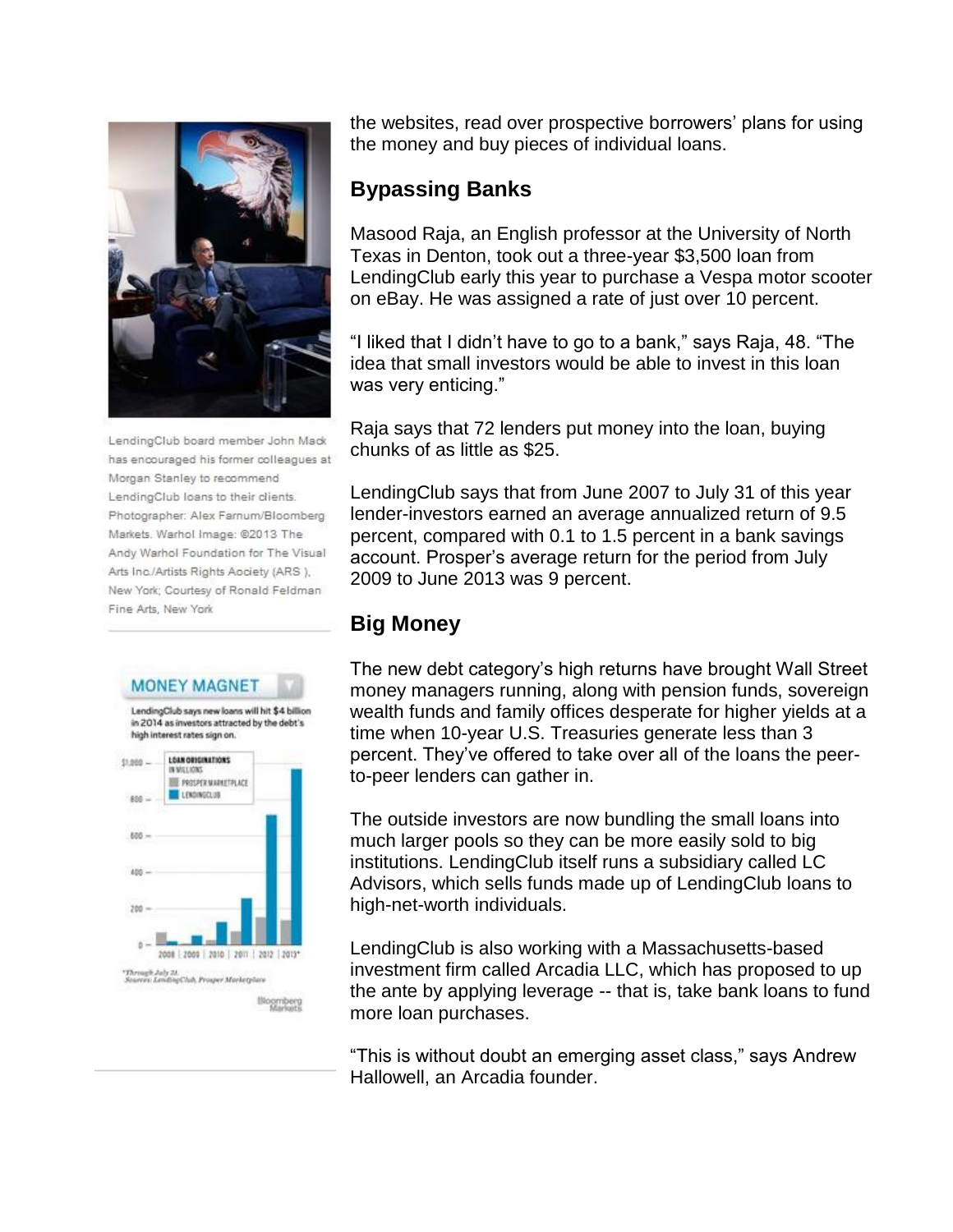LendingClub board member John Mack has encouraged his former colleagues at Morgan Stanley to recommend LendingClub loans to their clients. Photographer: Alex Farnum/Bloomberg Markets. Warhol Image: ©2013 The Andy Warhol Foundation for The Visual Arts Inc./Artists Rights Aociety (ARS ), New York; Courtesy of Ronald Feldman Fine Arts, New York

**MONEY MAGNET**

LendingClub says new loans will hit $4 billion in 2014 as investors attracted by the debt's high interest rates sign on.

*Through July 31.
Sources: LendingClub, Prosper Marketplace

the websites, read over prospective borrowers' plans for using the money and buy pieces of individual loans.

## Bypassing Banks

Masood Raja, an English professor at the University of North Texas in Denton, took out a three-year $3,500 loan from LendingClub early this year to purchase a Vespa motor scooter on eBay. He was assigned a rate of just over 10 percent.

"I liked that I didn't have to go to a bank," says Raja, 48. "The idea that small investors would be able to invest in this loan was very enticing."

Raja says that 72 lenders put money into the loan, buying chunks of as little as $25.

LendingClub says that from June 2007 to July 31 of this year lender-investors earned an average annualized return of 9.5 percent, compared with 0.1 to 1.5 percent in a bank savings account. Prosper's average return for the period from July 2009 to June 2013 was 9 percent.

## Big Money

The new debt category's high returns have brought Wall Street money managers running, along with pension funds, sovereign wealth funds and family offices desperate for higher yields at a time when 10-year U.S. Treasuries generate less than 3 percent. They've offered to take over all of the loans the peer-to-peer lenders can gather in.

The outside investors are now bundling the small loans into much larger pools so they can be more easily sold to big institutions. LendingClub itself runs a subsidiary called LC Advisors, which sells funds made up of LendingClub loans to high-net-worth individuals.

LendingClub is also working with a Massachusetts-based investment firm called Arcadia LLC, which has proposed to up the ante by applying leverage -- that is, take bank loans to fund more loan purchases.

"This is without doubt an emerging asset class," says Andrew Hallowell, an Arcadia founder.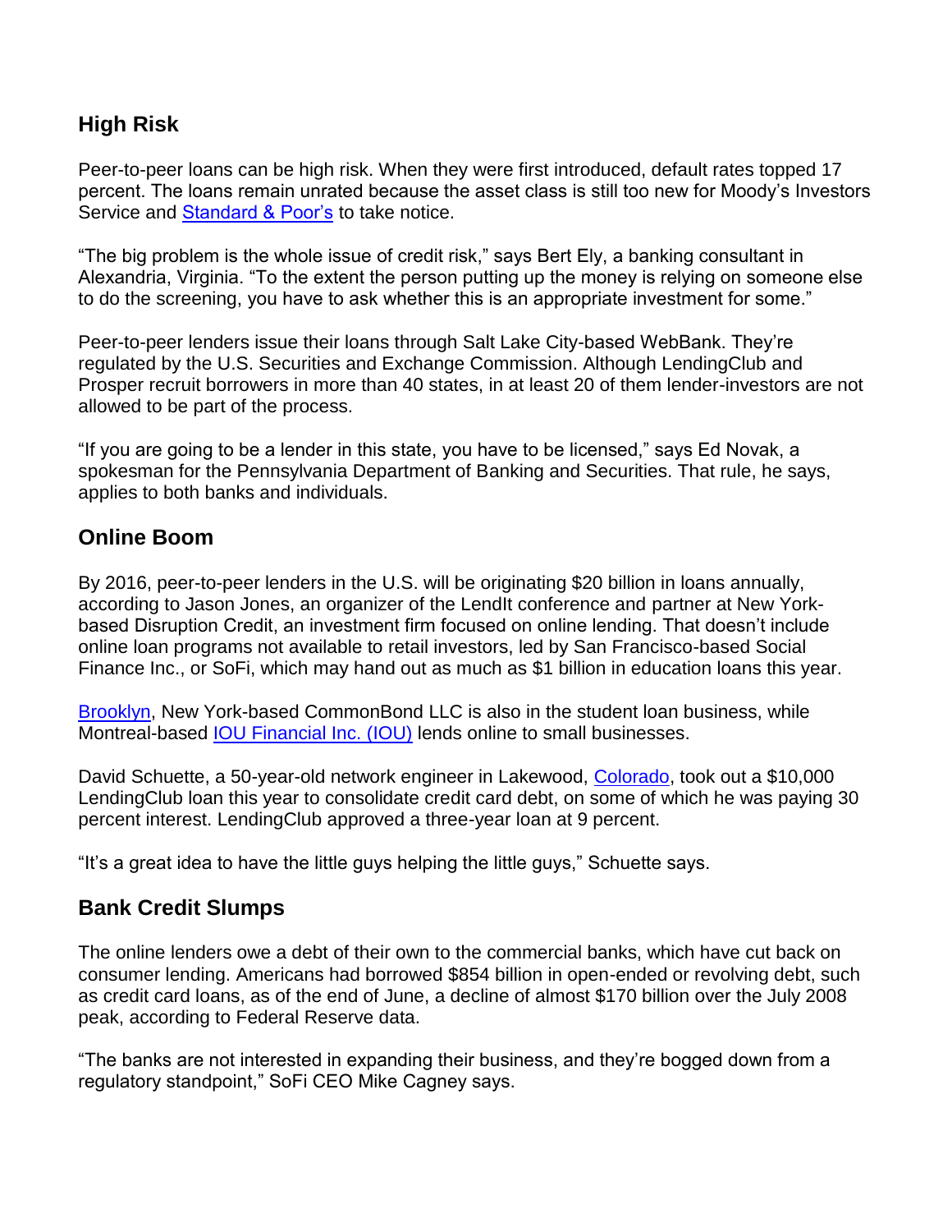## High Risk

Peer-to-peer loans can be high risk. When they were first introduced, default rates topped 17 percent. The loans remain unrated because the asset class is still too new for Moody's Investors Service and Standard & Poor's to take notice.

"The big problem is the whole issue of credit risk," says Bert Ely, a banking consultant in Alexandria, Virginia. "To the extent the person putting up the money is relying on someone else to do the screening, you have to ask whether this is an appropriate investment for some."

Peer-to-peer lenders issue their loans through Salt Lake City-based WebBank. They're regulated by the U.S. Securities and Exchange Commission. Although LendingClub and Prosper recruit borrowers in more than 40 states, in at least 20 of them lender-investors are not allowed to be part of the process.

"If you are going to be a lender in this state, you have to be licensed," says Ed Novak, a spokesman for the Pennsylvania Department of Banking and Securities. That rule, he says, applies to both banks and individuals.

## Online Boom

By 2016, peer-to-peer lenders in the U.S. will be originating $20 billion in loans annually, according to Jason Jones, an organizer of the LendIt conference and partner at New York-based Disruption Credit, an investment firm focused on online lending. That doesn't include online loan programs not available to retail investors, led by San Francisco-based Social Finance Inc., or SoFi, which may hand out as much as $1 billion in education loans this year.

Brooklyn, New York-based CommonBond LLC is also in the student loan business, while Montreal-based IOU Financial Inc. (IOU) lends online to small businesses.

David Schuette, a 50-year-old network engineer in Lakewood, Colorado, took out a $10,000 LendingClub loan this year to consolidate credit card debt, on some of which he was paying 30 percent interest. LendingClub approved a three-year loan at 9 percent.

"It's a great idea to have the little guys helping the little guys," Schuette says.

## Bank Credit Slumps

The online lenders owe a debt of their own to the commercial banks, which have cut back on consumer lending. Americans had borrowed $854 billion in open-ended or revolving debt, such as credit card loans, as of the end of June, a decline of almost $170 billion over the July 2008 peak, according to Federal Reserve data.

"The banks are not interested in expanding their business, and they're bogged down from a regulatory standpoint," SoFi CEO Mike Cagney says.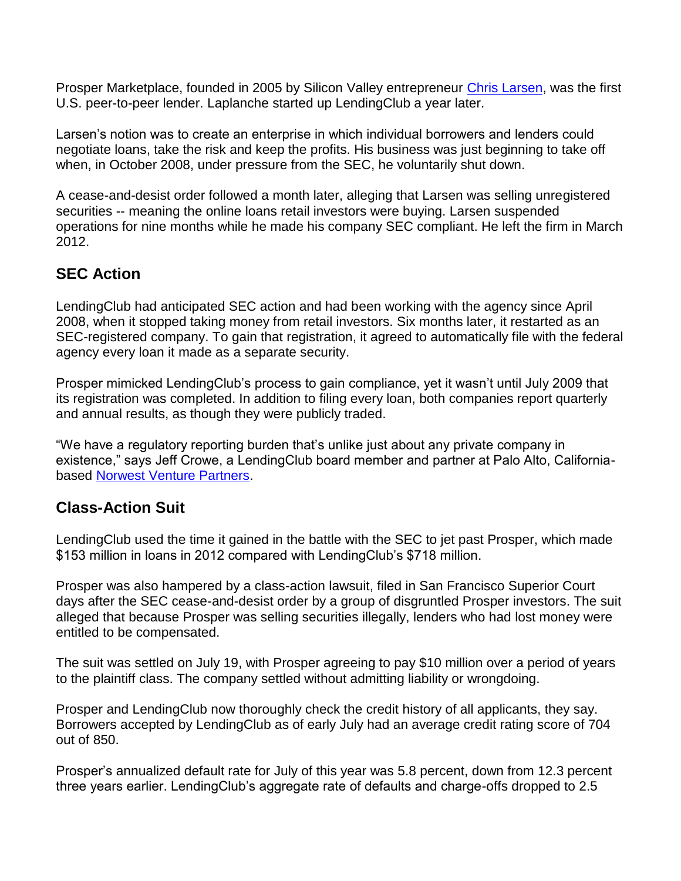Prosper Marketplace, founded in 2005 by Silicon Valley entrepreneur [Chris Larsen](), was the first U.S. peer-to-peer lender. Laplanche started up LendingClub a year later.

Larsen's notion was to create an enterprise in which individual borrowers and lenders could negotiate loans, take the risk and keep the profits. His business was just beginning to take off when, in October 2008, under pressure from the SEC, he voluntarily shut down.

A cease-and-desist order followed a month later, alleging that Larsen was selling unregistered securities -- meaning the online loans retail investors were buying. Larsen suspended operations for nine months while he made his company SEC compliant. He left the firm in March 2012.

## SEC Action

LendingClub had anticipated SEC action and had been working with the agency since April 2008, when it stopped taking money from retail investors. Six months later, it restarted as an SEC-registered company. To gain that registration, it agreed to automatically file with the federal agency every loan it made as a separate security.

Prosper mimicked LendingClub's process to gain compliance, yet it wasn't until July 2009 that its registration was completed. In addition to filing every loan, both companies report quarterly and annual results, as though they were publicly traded.

"We have a regulatory reporting burden that's unlike just about any private company in existence," says Jeff Crowe, a LendingClub board member and partner at Palo Alto, California-based [Norwest Venture Partners]().

## Class-Action Suit

LendingClub used the time it gained in the battle with the SEC to jet past Prosper, which made $153 million in loans in 2012 compared with LendingClub's $718 million.

Prosper was also hampered by a class-action lawsuit, filed in San Francisco Superior Court days after the SEC cease-and-desist order by a group of disgruntled Prosper investors. The suit alleged that because Prosper was selling securities illegally, lenders who had lost money were entitled to be compensated.

The suit was settled on July 19, with Prosper agreeing to pay $10 million over a period of years to the plaintiff class. The company settled without admitting liability or wrongdoing.

Prosper and LendingClub now thoroughly check the credit history of all applicants, they say. Borrowers accepted by LendingClub as of early July had an average credit rating score of 704 out of 850.

Prosper's annualized default rate for July of this year was 5.8 percent, down from 12.3 percent three years earlier. LendingClub's aggregate rate of defaults and charge-offs dropped to 2.5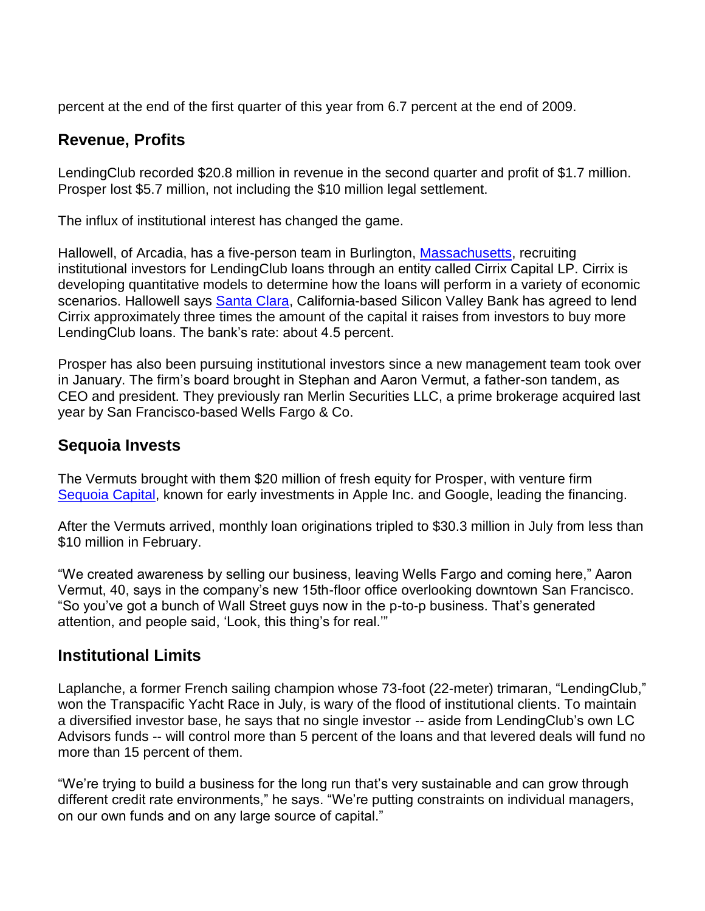percent at the end of the first quarter of this year from 6.7 percent at the end of 2009.

## Revenue, Profits

LendingClub recorded $20.8 million in revenue in the second quarter and profit of $1.7 million. Prosper lost $5.7 million, not including the $10 million legal settlement.

The influx of institutional interest has changed the game.

Hallowell, of Arcadia, has a five-person team in Burlington, Massachusetts, recruiting institutional investors for LendingClub loans through an entity called Cirrix Capital LP. Cirrix is developing quantitative models to determine how the loans will perform in a variety of economic scenarios. Hallowell says Santa Clara, California-based Silicon Valley Bank has agreed to lend Cirrix approximately three times the amount of the capital it raises from investors to buy more LendingClub loans. The bank's rate: about 4.5 percent.

Prosper has also been pursuing institutional investors since a new management team took over in January. The firm's board brought in Stephan and Aaron Vermut, a father-son tandem, as CEO and president. They previously ran Merlin Securities LLC, a prime brokerage acquired last year by San Francisco-based Wells Fargo & Co.

## Sequoia Invests

The Vermuts brought with them $20 million of fresh equity for Prosper, with venture firm Sequoia Capital, known for early investments in Apple Inc. and Google, leading the financing.

After the Vermuts arrived, monthly loan originations tripled to $30.3 million in July from less than $10 million in February.

"We created awareness by selling our business, leaving Wells Fargo and coming here," Aaron Vermut, 40, says in the company's new 15th-floor office overlooking downtown San Francisco. "So you've got a bunch of Wall Street guys now in the p-to-p business. That's generated attention, and people said, 'Look, this thing's for real.'"

## Institutional Limits

Laplanche, a former French sailing champion whose 73-foot (22-meter) trimaran, "LendingClub," won the Transpacific Yacht Race in July, is wary of the flood of institutional clients. To maintain a diversified investor base, he says that no single investor -- aside from LendingClub's own LC Advisors funds -- will control more than 5 percent of the loans and that levered deals will fund no more than 15 percent of them.

"We're trying to build a business for the long run that's very sustainable and can grow through different credit rate environments," he says. "We're putting constraints on individual managers, on our own funds and on any large source of capital."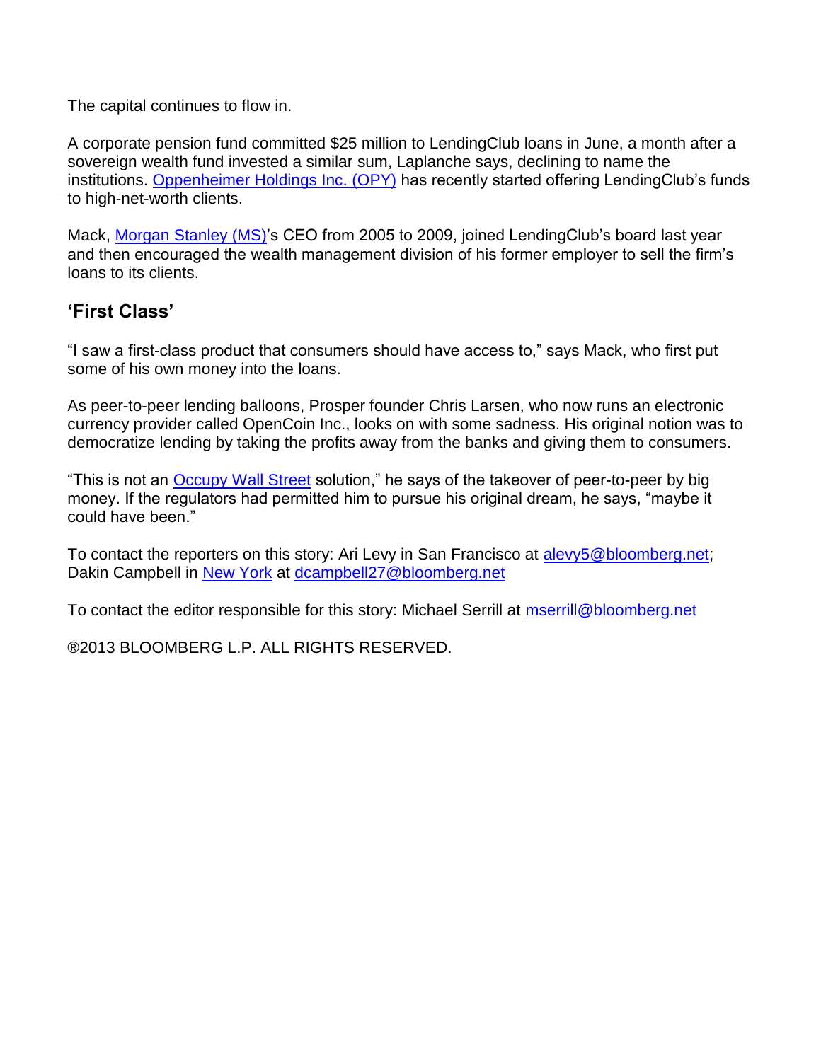The capital continues to flow in.

A corporate pension fund committed $25 million to LendingClub loans in June, a month after a sovereign wealth fund invested a similar sum, Laplanche says, declining to name the institutions. Oppenheimer Holdings Inc. (OPY) has recently started offering LendingClub's funds to high-net-worth clients.

Mack, Morgan Stanley (MS)'s CEO from 2005 to 2009, joined LendingClub's board last year and then encouraged the wealth management division of his former employer to sell the firm's loans to its clients.

## 'First Class'

"I saw a first-class product that consumers should have access to," says Mack, who first put some of his own money into the loans.

As peer-to-peer lending balloons, Prosper founder Chris Larsen, who now runs an electronic currency provider called OpenCoin Inc., looks on with some sadness. His original notion was to democratize lending by taking the profits away from the banks and giving them to consumers.

"This is not an Occupy Wall Street solution," he says of the takeover of peer-to-peer by big money. If the regulators had permitted him to pursue his original dream, he says, "maybe it could have been."

To contact the reporters on this story: Ari Levy in San Francisco at alevy5@bloomberg.net; Dakin Campbell in New York at dcampbell27@bloomberg.net

To contact the editor responsible for this story: Michael Serrill at mserrill@bloomberg.net

®2013 BLOOMBERG L.P. ALL RIGHTS RESERVED.